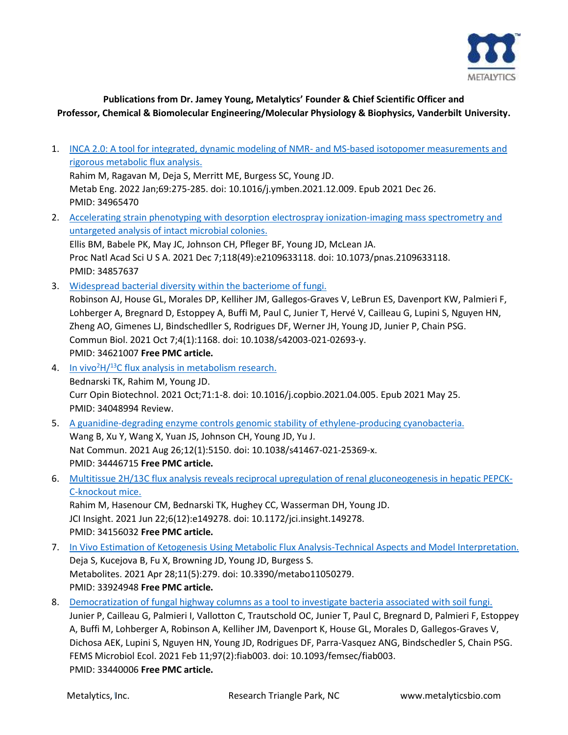**Publications from Dr. Jamey Young, Metalytics' Founder & Chief Scientific Officer and Professor, Chemical & Biomolecular Engineering/Molecular Physiology & Biophysics, Vanderbilt University.**

1. INCA 2.0: A tool for integrated, dynamic modeling of NMR- and MS-based isotopomer measurements and rigorous metabolic flux analysis.
   Rahim M, Ragavan M, Deja S, Merritt ME, Burgess SC, Young JD.
   Metab Eng. 2022 Jan;69:275-285. doi: 10.1016/j.ymben.2021.12.009. Epub 2021 Dec 26.
   PMID: 34965470
2. Accelerating strain phenotyping with desorption electrospray ionization-imaging mass spectrometry and untargeted analysis of intact microbial colonies.
   Ellis BM, Babele PK, May JC, Johnson CH, Pfleger BF, Young JD, McLean JA.
   Proc Natl Acad Sci U S A. 2021 Dec 7;118(49):e2109633118. doi: 10.1073/pnas.2109633118.
   PMID: 34857637
3. Widespread bacterial diversity within the bacteriome of fungi.
   Robinson AJ, House GL, Morales DP, Kelliher JM, Gallegos-Graves V, LeBrun ES, Davenport KW, Palmieri F, Lohberger A, Bregnard D, Estoppey A, Buffi M, Paul C, Junier T, Hervé V, Cailleau G, Lupini S, Nguyen HN, Zheng AO, Gimenes LJ, Bindschedller S, Rodrigues DF, Werner JH, Young JD, Junier P, Chain PSG.
   Commun Biol. 2021 Oct 7;4(1):1168. doi: 10.1038/s42003-021-02693-y.
   PMID: 34621007 **Free PMC article.**
4. In vivo $^{2}H/^{13}C$ flux analysis in metabolism research.
   Bednarski TK, Rahim M, Young JD.
   Curr Opin Biotechnol. 2021 Oct;71:1-8. doi: 10.1016/j.copbio.2021.04.005. Epub 2021 May 25.
   PMID: 34048994 Review.
5. A guanidine-degrading enzyme controls genomic stability of ethylene-producing cyanobacteria.
   Wang B, Xu Y, Wang X, Yuan JS, Johnson CH, Young JD, Yu J.
   Nat Commun. 2021 Aug 26;12(1):5150. doi: 10.1038/s41467-021-25369-x.
   PMID: 34446715 **Free PMC article.**
6. Multitissue 2H/13C flux analysis reveals reciprocal upregulation of renal gluconeogenesis in hepatic PEPCK-C-knockout mice.
   Rahim M, Hasenour CM, Bednarski TK, Hughey CC, Wasserman DH, Young JD.
   JCI Insight. 2021 Jun 22;6(12):e149278. doi: 10.1172/jci.insight.149278.
   PMID: 34156032 **Free PMC article.**
7. In Vivo Estimation of Ketogenesis Using Metabolic Flux Analysis-Technical Aspects and Model Interpretation.
   Deja S, Kucejova B, Fu X, Browning JD, Young JD, Burgess S.
   Metabolites. 2021 Apr 28;11(5):279. doi: 10.3390/metabo11050279.
   PMID: 33924948 **Free PMC article.**
8. Democratization of fungal highway columns as a tool to investigate bacteria associated with soil fungi.
   Junier P, Cailleau G, Palmieri I, Vallotton C, Trautschold OC, Junier T, Paul C, Bregnard D, Palmieri F, Estoppey A, Buffi M, Lohberger A, Robinson A, Kelliher JM, Davenport K, House GL, Morales D, Gallegos-Graves V, Dichosa AEK, Lupini S, Nguyen HN, Young JD, Rodrigues DF, Parra-Vasquez ANG, Bindschedler S, Chain PSG.
   FEMS Microbiol Ecol. 2021 Feb 11;97(2):fiab003. doi: 10.1093/femsec/fiab003.
   PMID: 33440006 **Free PMC article.**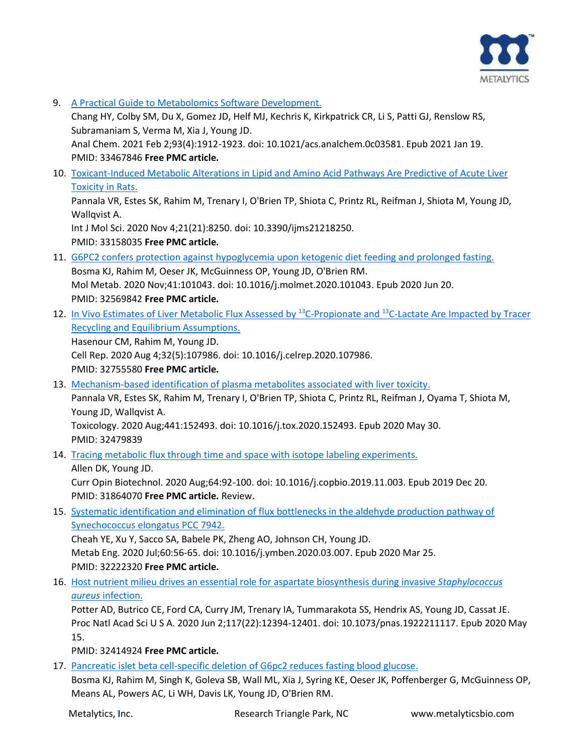9. [A Practical Guide to Metabolomics Software Development.]
   Chang HY, Colby SM, Du X, Gomez JD, Helf MJ, Kechris K, Kirkpatrick CR, Li S, Patti GJ, Renslow RS, Subramaniam S, Verma M, Xia J, Young JD.
   Anal Chem. 2021 Feb 2;93(4):1912-1923. doi: 10.1021/acs.analchem.0c03581. Epub 2021 Jan 19.
   PMID: 33467846 **Free PMC article.**

10. [Toxicant-Induced Metabolic Alterations in Lipid and Amino Acid Pathways Are Predictive of Acute Liver Toxicity in Rats.]
    Pannala VR, Estes SK, Rahim M, Trenary I, O'Brien TP, Shiota C, Printz RL, Reifman J, Shiota M, Young JD, Wallqvist A.
    Int J Mol Sci. 2020 Nov 4;21(21):8250. doi: 10.3390/ijms21218250.
    PMID: 33158035 **Free PMC article.**

11. [G6PC2 confers protection against hypoglycemia upon ketogenic diet feeding and prolonged fasting.]
    Bosma KJ, Rahim M, Oeser JK, McGuinness OP, Young JD, O'Brien RM.
    Mol Metab. 2020 Nov;41:101043. doi: 10.1016/j.molmet.2020.101043. Epub 2020 Jun 20.
    PMID: 32569842 **Free PMC article.**

12. [In Vivo Estimates of Liver Metabolic Flux Assessed by $^{13}$C-Propionate and $^{13}$C-Lactate Are Impacted by Tracer Recycling and Equilibrium Assumptions.]
    Hasenour CM, Rahim M, Young JD.
    Cell Rep. 2020 Aug 4;32(5):107986. doi: 10.1016/j.celrep.2020.107986.
    PMID: 32755580 **Free PMC article.**

13. [Mechanism-based identification of plasma metabolites associated with liver toxicity.]
    Pannala VR, Estes SK, Rahim M, Trenary I, O'Brien TP, Shiota C, Printz RL, Reifman J, Oyama T, Shiota M, Young JD, Wallqvist A.
    Toxicology. 2020 Aug;441:152493. doi: 10.1016/j.tox.2020.152493. Epub 2020 May 30.
    PMID: 32479839

14. [Tracing metabolic flux through time and space with isotope labeling experiments.]
    Allen DK, Young JD.
    Curr Opin Biotechnol. 2020 Aug;64:92-100. doi: 10.1016/j.copbio.2019.11.003. Epub 2019 Dec 20.
    PMID: 31864070 **Free PMC article.** Review.

15. [Systematic identification and elimination of flux bottlenecks in the aldehyde production pathway of Synechococcus elongatus PCC 7942.]
    Cheah YE, Xu Y, Sacco SA, Babele PK, Zheng AO, Johnson CH, Young JD.
    Metab Eng. 2020 Jul;60:56-65. doi: 10.1016/j.ymben.2020.03.007. Epub 2020 Mar 25.
    PMID: 32222320 **Free PMC article.**

16. [Host nutrient milieu drives an essential role for aspartate biosynthesis during invasive *Staphylococcus aureus* infection.]
    Potter AD, Butrico CE, Ford CA, Curry JM, Trenary IA, Tummarakota SS, Hendrix AS, Young JD, Cassat JE.
    Proc Natl Acad Sci U S A. 2020 Jun 2;117(22):12394-12401. doi: 10.1073/pnas.1922211117. Epub 2020 May 15.
    PMID: 32414924 **Free PMC article.**

17. [Pancreatic islet beta cell-specific deletion of G6pc2 reduces fasting blood glucose.]
    Bosma KJ, Rahim M, Singh K, Goleva SB, Wall ML, Xia J, Syring KE, Oeser JK, Poffenberger G, McGuinness OP, Means AL, Powers AC, Li WH, Davis LK, Young JD, O'Brien RM.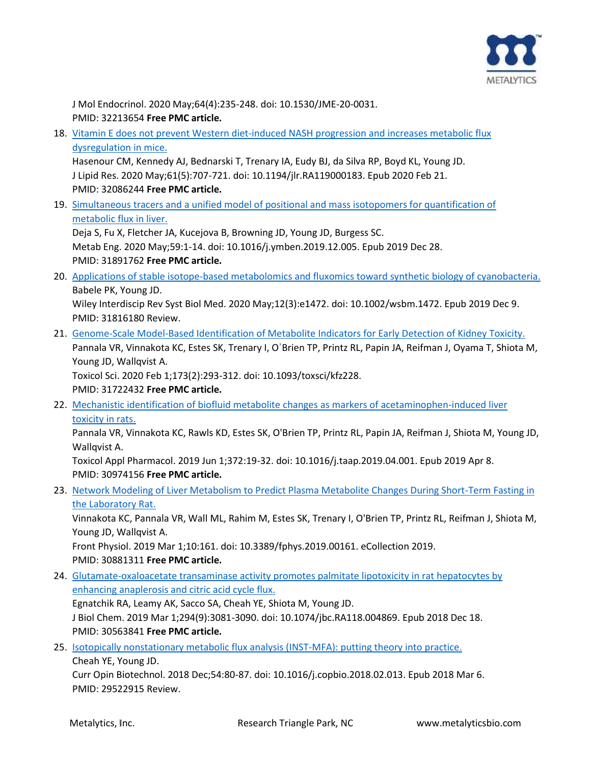J Mol Endocrinol. 2020 May;64(4):235-248. doi: 10.1530/JME-20-0031.
PMID: 32213654 **Free PMC article.**

18. Vitamin E does not prevent Western diet-induced NASH progression and increases metabolic flux dysregulation in mice.
    Hasenour CM, Kennedy AJ, Bednarski T, Trenary IA, Eudy BJ, da Silva RP, Boyd KL, Young JD.
    J Lipid Res. 2020 May;61(5):707-721. doi: 10.1194/jlr.RA119000183. Epub 2020 Feb 21.
    PMID: 32086244 **Free PMC article.**

19. Simultaneous tracers and a unified model of positional and mass isotopomers for quantification of metabolic flux in liver.
    Deja S, Fu X, Fletcher JA, Kucejova B, Browning JD, Young JD, Burgess SC.
    Metab Eng. 2020 May;59:1-14. doi: 10.1016/j.ymben.2019.12.005. Epub 2019 Dec 28.
    PMID: 31891762 **Free PMC article.**

20. Applications of stable isotope-based metabolomics and fluxomics toward synthetic biology of cyanobacteria.
    Babele PK, Young JD.
    Wiley Interdiscip Rev Syst Biol Med. 2020 May;12(3):e1472. doi: 10.1002/wsbm.1472. Epub 2019 Dec 9.
    PMID: 31816180 Review.

21. Genome-Scale Model-Based Identification of Metabolite Indicators for Early Detection of Kidney Toxicity.
    Pannala VR, Vinnakota KC, Estes SK, Trenary I, O'Brien TP, Printz RL, Papin JA, Reifman J, Oyama T, Shiota M, Young JD, Wallqvist A.
    Toxicol Sci. 2020 Feb 1;173(2):293-312. doi: 10.1093/toxsci/kfz228.
    PMID: 31722432 **Free PMC article.**

22. Mechanistic identification of biofluid metabolite changes as markers of acetaminophen-induced liver toxicity in rats.
    Pannala VR, Vinnakota KC, Rawls KD, Estes SK, O'Brien TP, Printz RL, Papin JA, Reifman J, Shiota M, Young JD, Wallqvist A.
    Toxicol Appl Pharmacol. 2019 Jun 1;372:19-32. doi: 10.1016/j.taap.2019.04.001. Epub 2019 Apr 8.
    PMID: 30974156 **Free PMC article.**

23. Network Modeling of Liver Metabolism to Predict Plasma Metabolite Changes During Short-Term Fasting in the Laboratory Rat.
    Vinnakota KC, Pannala VR, Wall ML, Rahim M, Estes SK, Trenary I, O'Brien TP, Printz RL, Reifman J, Shiota M, Young JD, Wallqvist A.
    Front Physiol. 2019 Mar 1;10:161. doi: 10.3389/fphys.2019.00161. eCollection 2019.
    PMID: 30881311 **Free PMC article.**

24. Glutamate-oxaloacetate transaminase activity promotes palmitate lipotoxicity in rat hepatocytes by enhancing anaplerosis and citric acid cycle flux.
    Egnatchik RA, Leamy AK, Sacco SA, Cheah YE, Shiota M, Young JD.
    J Biol Chem. 2019 Mar 1;294(9):3081-3090. doi: 10.1074/jbc.RA118.004869. Epub 2018 Dec 18.
    PMID: 30563841 **Free PMC article.**

25. Isotopically nonstationary metabolic flux analysis (INST-MFA): putting theory into practice.
    Cheah YE, Young JD.
    Curr Opin Biotechnol. 2018 Dec;54:80-87. doi: 10.1016/j.copbio.2018.02.013. Epub 2018 Mar 6.
    PMID: 29522915 Review.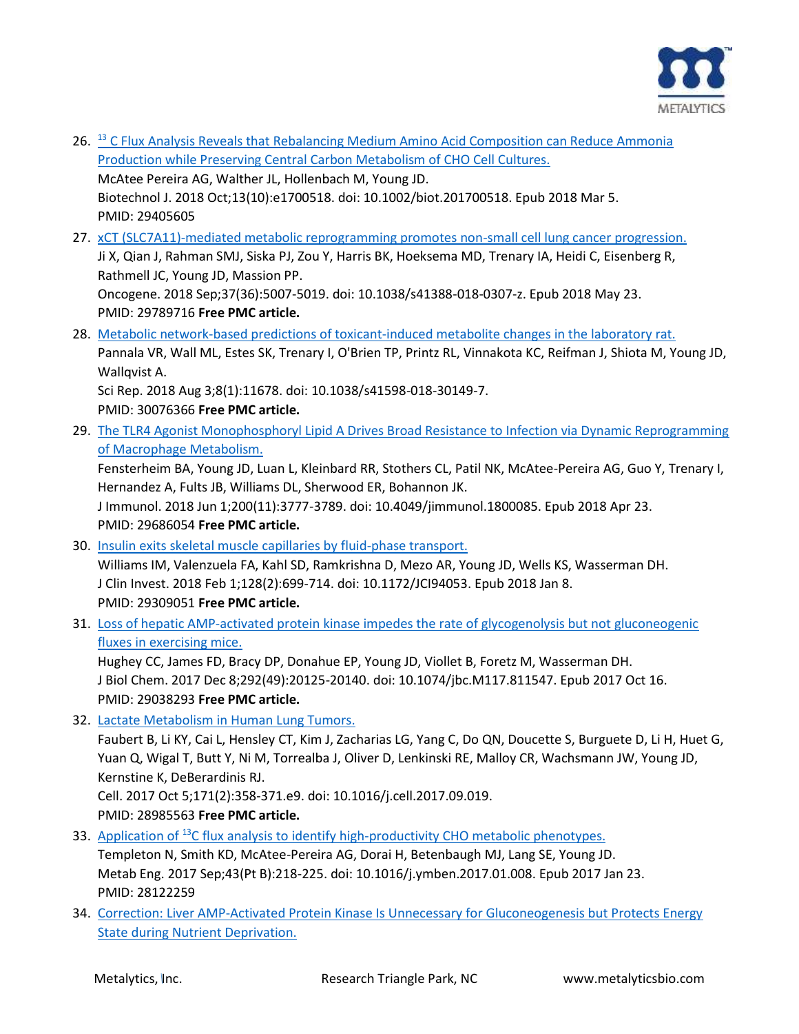26. [$^{13}C$ Flux Analysis Reveals that Rebalancing Medium Amino Acid Composition can Reduce Ammonia Production while Preserving Central Carbon Metabolism of CHO Cell Cultures.]
McAtee Pereira AG, Walther JL, Hollenbach M, Young JD.
Biotechnol J. 2018 Oct;13(10):e1700518. doi: 10.1002/biot.201700518. Epub 2018 Mar 5.
PMID: 29405605
27. [xCT (SLC7A11)-mediated metabolic reprogramming promotes non-small cell lung cancer progression.]
Ji X, Qian J, Rahman SMJ, Siska PJ, Zou Y, Harris BK, Hoeksema MD, Trenary IA, Heidi C, Eisenberg R, Rathmell JC, Young JD, Massion PP.
Oncogene. 2018 Sep;37(36):5007-5019. doi: 10.1038/s41388-018-0307-z. Epub 2018 May 23.
PMID: 29789716 **Free PMC article.**
28. [Metabolic network-based predictions of toxicant-induced metabolite changes in the laboratory rat.]
Pannala VR, Wall ML, Estes SK, Trenary I, O'Brien TP, Printz RL, Vinnakota KC, Reifman J, Shiota M, Young JD, Wallqvist A.
Sci Rep. 2018 Aug 3;8(1):11678. doi: 10.1038/s41598-018-30149-7.
PMID: 30076366 **Free PMC article.**
29. [The TLR4 Agonist Monophosphoryl Lipid A Drives Broad Resistance to Infection via Dynamic Reprogramming of Macrophage Metabolism.]
Fensterheim BA, Young JD, Luan L, Kleinbard RR, Stothers CL, Patil NK, McAtee-Pereira AG, Guo Y, Trenary I, Hernandez A, Fults JB, Williams DL, Sherwood ER, Bohannon JK.
J Immunol. 2018 Jun 1;200(11):3777-3789. doi: 10.4049/jimmunol.1800085. Epub 2018 Apr 23.
PMID: 29686054 **Free PMC article.**
30. [Insulin exits skeletal muscle capillaries by fluid-phase transport.]
Williams IM, Valenzuela FA, Kahl SD, Ramkrishna D, Mezo AR, Young JD, Wells KS, Wasserman DH.
J Clin Invest. 2018 Feb 1;128(2):699-714. doi: 10.1172/JCI94053. Epub 2018 Jan 8.
PMID: 29309051 **Free PMC article.**
31. [Loss of hepatic AMP-activated protein kinase impedes the rate of glycogenolysis but not gluconeogenic fluxes in exercising mice.]
Hughey CC, James FD, Bracy DP, Donahue EP, Young JD, Viollet B, Foretz M, Wasserman DH.
J Biol Chem. 2017 Dec 8;292(49):20125-20140. doi: 10.1074/jbc.M117.811547. Epub 2017 Oct 16.
PMID: 29038293 **Free PMC article.**
32. [Lactate Metabolism in Human Lung Tumors.]
Faubert B, Li KY, Cai L, Hensley CT, Kim J, Zacharias LG, Yang C, Do QN, Doucette S, Burguete D, Li H, Huet G, Yuan Q, Wigal T, Butt Y, Ni M, Torrealba J, Oliver D, Lenkinski RE, Malloy CR, Wachsmann JW, Young JD, Kernstine K, DeBerardinis RJ.
Cell. 2017 Oct 5;171(2):358-371.e9. doi: 10.1016/j.cell.2017.09.019.
PMID: 28985563 **Free PMC article.**
33. [Application of $^{13}C$ flux analysis to identify high-productivity CHO metabolic phenotypes.]
Templeton N, Smith KD, McAtee-Pereira AG, Dorai H, Betenbaugh MJ, Lang SE, Young JD.
Metab Eng. 2017 Sep;43(Pt B):218-225. doi: 10.1016/j.ymben.2017.01.008. Epub 2017 Jan 23.
PMID: 28122259
34. [Correction: Liver AMP-Activated Protein Kinase Is Unnecessary for Gluconeogenesis but Protects Energy State during Nutrient Deprivation.]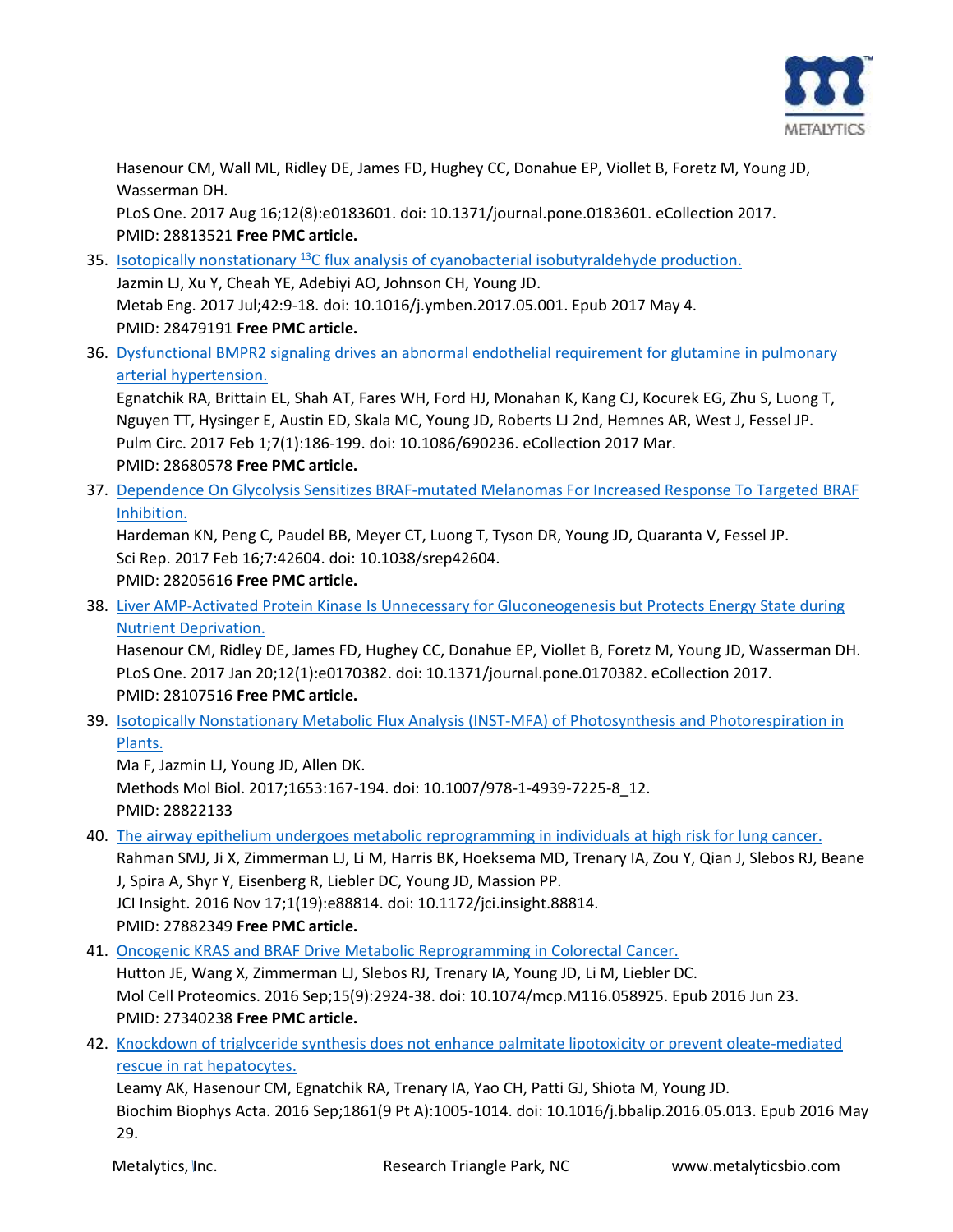Hasenour CM, Wall ML, Ridley DE, James FD, Hughey CC, Donahue EP, Viollet B, Foretz M, Young JD, Wasserman DH.
PLoS One. 2017 Aug 16;12(8):e0183601. doi: 10.1371/journal.pone.0183601. eCollection 2017.
PMID: 28813521 **Free PMC article.**

35. Isotopically nonstationary $^{13}C$ flux analysis of cyanobacterial isobutyraldehyde production.
    Jazmin LJ, Xu Y, Cheah YE, Adebiyi AO, Johnson CH, Young JD.
    Metab Eng. 2017 Jul;42:9-18. doi: 10.1016/j.ymben.2017.05.001. Epub 2017 May 4.
    PMID: 28479191 **Free PMC article.**
36. Dysfunctional BMPR2 signaling drives an abnormal endothelial requirement for glutamine in pulmonary arterial hypertension.
    Egnatchik RA, Brittain EL, Shah AT, Fares WH, Ford HJ, Monahan K, Kang CJ, Kocurek EG, Zhu S, Luong T, Nguyen TT, Hysinger E, Austin ED, Skala MC, Young JD, Roberts LJ 2nd, Hemnes AR, West J, Fessel JP.
    Pulm Circ. 2017 Feb 1;7(1):186-199. doi: 10.1086/690236. eCollection 2017 Mar.
    PMID: 28680578 **Free PMC article.**
37. Dependence On Glycolysis Sensitizes BRAF-mutated Melanomas For Increased Response To Targeted BRAF Inhibition.
    Hardeman KN, Peng C, Paudel BB, Meyer CT, Luong T, Tyson DR, Young JD, Quaranta V, Fessel JP.
    Sci Rep. 2017 Feb 16;7:42604. doi: 10.1038/srep42604.
    PMID: 28205616 **Free PMC article.**
38. Liver AMP-Activated Protein Kinase Is Unnecessary for Gluconeogenesis but Protects Energy State during Nutrient Deprivation.
    Hasenour CM, Ridley DE, James FD, Hughey CC, Donahue EP, Viollet B, Foretz M, Young JD, Wasserman DH.
    PLoS One. 2017 Jan 20;12(1):e0170382. doi: 10.1371/journal.pone.0170382. eCollection 2017.
    PMID: 28107516 **Free PMC article.**
39. Isotopically Nonstationary Metabolic Flux Analysis (INST-MFA) of Photosynthesis and Photorespiration in Plants.
    Ma F, Jazmin LJ, Young JD, Allen DK.
    Methods Mol Biol. 2017;1653:167-194. doi: 10.1007/978-1-4939-7225-8_12.
    PMID: 28822133
40. The airway epithelium undergoes metabolic reprogramming in individuals at high risk for lung cancer.
    Rahman SMJ, Ji X, Zimmerman LJ, Li M, Harris BK, Hoeksema MD, Trenary IA, Zou Y, Qian J, Slebos RJ, Beane J, Spira A, Shyr Y, Eisenberg R, Liebler DC, Young JD, Massion PP.
    JCI Insight. 2016 Nov 17;1(19):e88814. doi: 10.1172/jci.insight.88814.
    PMID: 27882349 **Free PMC article.**
41. Oncogenic KRAS and BRAF Drive Metabolic Reprogramming in Colorectal Cancer.
    Hutton JE, Wang X, Zimmerman LJ, Slebos RJ, Trenary IA, Young JD, Li M, Liebler DC.
    Mol Cell Proteomics. 2016 Sep;15(9):2924-38. doi: 10.1074/mcp.M116.058925. Epub 2016 Jun 23.
    PMID: 27340238 **Free PMC article.**
42. Knockdown of triglyceride synthesis does not enhance palmitate lipotoxicity or prevent oleate-mediated rescue in rat hepatocytes.
    Leamy AK, Hasenour CM, Egnatchik RA, Trenary IA, Yao CH, Patti GJ, Shiota M, Young JD.
    Biochim Biophys Acta. 2016 Sep;1861(9 Pt A):1005-1014. doi: 10.1016/j.bbalip.2016.05.013. Epub 2016 May 29.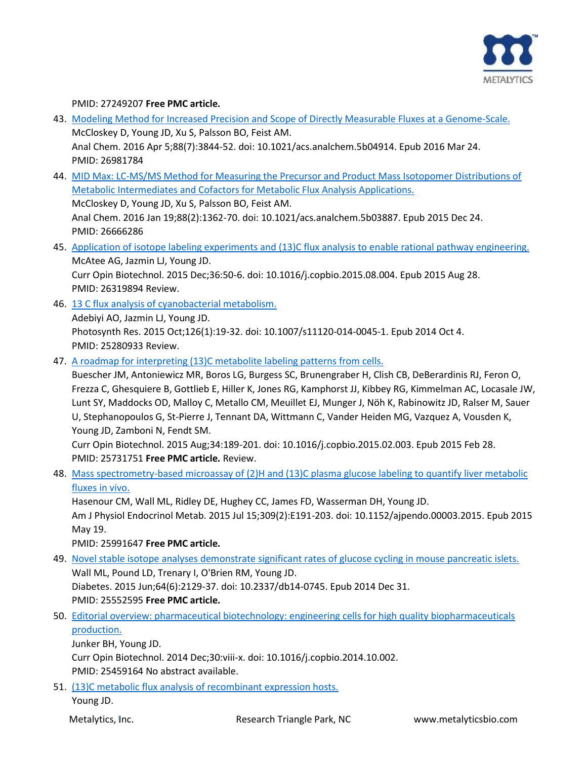PMID: 27249207 **Free PMC article.**

43. [Modeling Method for Increased Precision and Scope of Directly Measurable Fluxes at a Genome-Scale.](#)
    McCloskey D, Young JD, Xu S, Palsson BO, Feist AM.
    Anal Chem. 2016 Apr 5;88(7):3844-52. doi: 10.1021/acs.analchem.5b04914. Epub 2016 Mar 24.
    PMID: 26981784

44. [MID Max: LC-MS/MS Method for Measuring the Precursor and Product Mass Isotopomer Distributions of Metabolic Intermediates and Cofactors for Metabolic Flux Analysis Applications.](#)
    McCloskey D, Young JD, Xu S, Palsson BO, Feist AM.
    Anal Chem. 2016 Jan 19;88(2):1362-70. doi: 10.1021/acs.analchem.5b03887. Epub 2015 Dec 24.
    PMID: 26666286

45. [Application of isotope labeling experiments and (13)C flux analysis to enable rational pathway engineering.](#)
    McAtee AG, Jazmin LJ, Young JD.
    Curr Opin Biotechnol. 2015 Dec;36:50-6. doi: 10.1016/j.copbio.2015.08.004. Epub 2015 Aug 28.
    PMID: 26319894 Review.

46. [13 C flux analysis of cyanobacterial metabolism.](#)
    Adebiyi AO, Jazmin LJ, Young JD.
    Photosynth Res. 2015 Oct;126(1):19-32. doi: 10.1007/s11120-014-0045-1. Epub 2014 Oct 4.
    PMID: 25280933 Review.

47. [A roadmap for interpreting (13)C metabolite labeling patterns from cells.](#)
    Buescher JM, Antoniewicz MR, Boros LG, Burgess SC, Brunengraber H, Clish CB, DeBerardinis RJ, Feron O, Frezza C, Ghesquiere B, Gottlieb E, Hiller K, Jones RG, Kamphorst JJ, Kibbey RG, Kimmelman AC, Locasale JW, Lunt SY, Maddocks OD, Malloy C, Metallo CM, Meuillet EJ, Munger J, Nöh K, Rabinowitz JD, Ralser M, Sauer U, Stephanopoulos G, St-Pierre J, Tennant DA, Wittmann C, Vander Heiden MG, Vazquez A, Vousden K, Young JD, Zamboni N, Fendt SM.
    Curr Opin Biotechnol. 2015 Aug;34:189-201. doi: 10.1016/j.copbio.2015.02.003. Epub 2015 Feb 28.
    PMID: 25731751 **Free PMC article.** Review.

48. [Mass spectrometry-based microassay of (2)H and (13)C plasma glucose labeling to quantify liver metabolic fluxes in vivo.](#)
    Hasenour CM, Wall ML, Ridley DE, Hughey CC, James FD, Wasserman DH, Young JD.
    Am J Physiol Endocrinol Metab. 2015 Jul 15;309(2):E191-203. doi: 10.1152/ajpendo.00003.2015. Epub 2015 May 19.
    PMID: 25991647 **Free PMC article.**

49. [Novel stable isotope analyses demonstrate significant rates of glucose cycling in mouse pancreatic islets.](#)
    Wall ML, Pound LD, Trenary I, O'Brien RM, Young JD.
    Diabetes. 2015 Jun;64(6):2129-37. doi: 10.2337/db14-0745. Epub 2014 Dec 31.
    PMID: 25552595 **Free PMC article.**

50. [Editorial overview: pharmaceutical biotechnology: engineering cells for high quality biopharmaceuticals production.](#)
    Junker BH, Young JD.
    Curr Opin Biotechnol. 2014 Dec;30:viii-x. doi: 10.1016/j.copbio.2014.10.002.
    PMID: 25459164 No abstract available.

51. [(13)C metabolic flux analysis of recombinant expression hosts.](#)
    Young JD.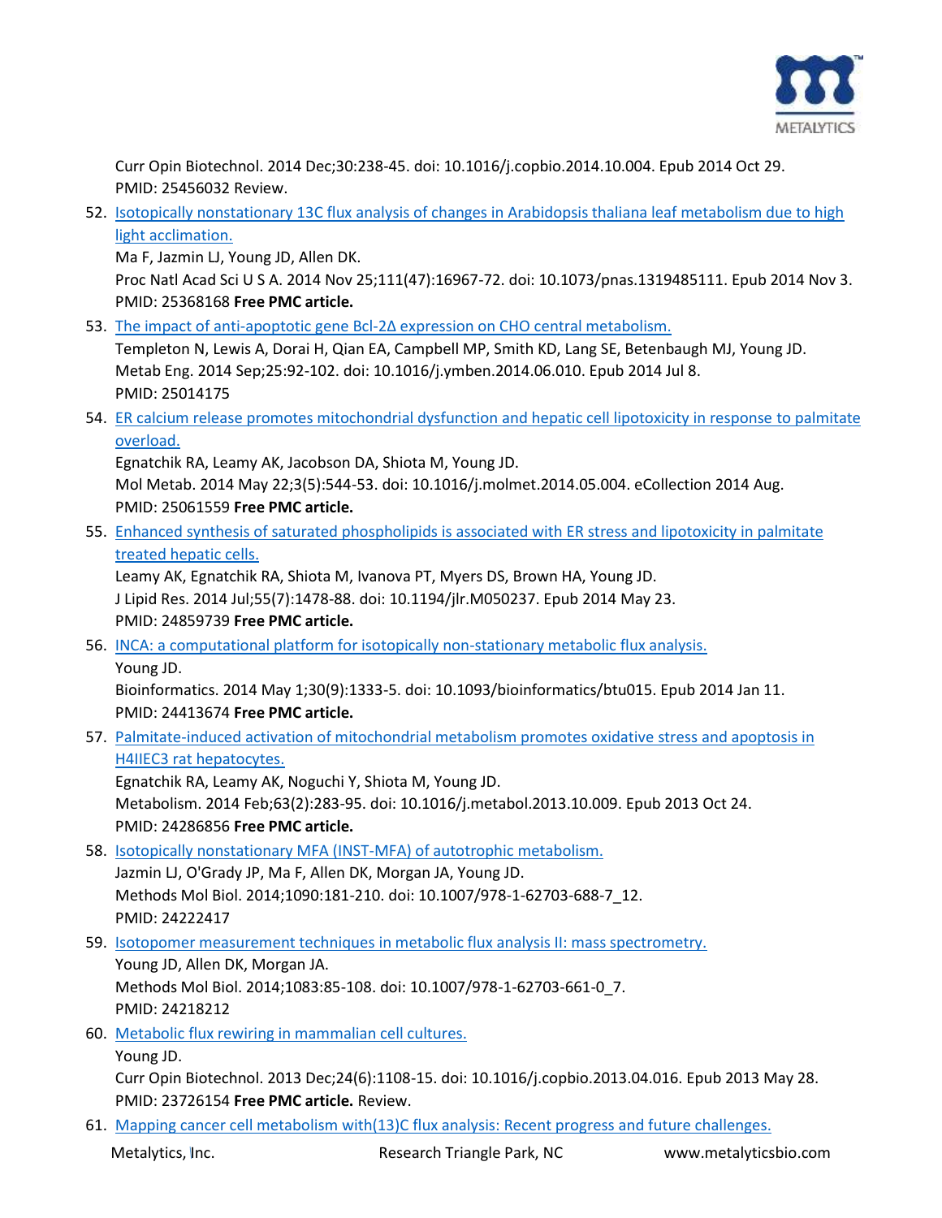Curr Opin Biotechnol. 2014 Dec;30:238-45. doi: 10.1016/j.copbio.2014.10.004. Epub 2014 Oct 29. PMID: 25456032 Review.

52. Isotopically nonstationary 13C flux analysis of changes in Arabidopsis thaliana leaf metabolism due to high light acclimation.
    Ma F, Jazmin LJ, Young JD, Allen DK.
    Proc Natl Acad Sci U S A. 2014 Nov 25;111(47):16967-72. doi: 10.1073/pnas.1319485111. Epub 2014 Nov 3. PMID: 25368168 **Free PMC article.**
53. The impact of anti-apoptotic gene Bcl-2Δ expression on CHO central metabolism.
    Templeton N, Lewis A, Dorai H, Qian EA, Campbell MP, Smith KD, Lang SE, Betenbaugh MJ, Young JD.
    Metab Eng. 2014 Sep;25:92-102. doi: 10.1016/j.ymben.2014.06.010. Epub 2014 Jul 8.
    PMID: 25014175
54. ER calcium release promotes mitochondrial dysfunction and hepatic cell lipotoxicity in response to palmitate overload.
    Egnatchik RA, Leamy AK, Jacobson DA, Shiota M, Young JD.
    Mol Metab. 2014 May 22;3(5):544-53. doi: 10.1016/j.molmet.2014.05.004. eCollection 2014 Aug.
    PMID: 25061559 **Free PMC article.**
55. Enhanced synthesis of saturated phospholipids is associated with ER stress and lipotoxicity in palmitate treated hepatic cells.
    Leamy AK, Egnatchik RA, Shiota M, Ivanova PT, Myers DS, Brown HA, Young JD.
    J Lipid Res. 2014 Jul;55(7):1478-88. doi: 10.1194/jlr.M050237. Epub 2014 May 23.
    PMID: 24859739 **Free PMC article.**
56. INCA: a computational platform for isotopically non-stationary metabolic flux analysis.
    Young JD.
    Bioinformatics. 2014 May 1;30(9):1333-5. doi: 10.1093/bioinformatics/btu015. Epub 2014 Jan 11.
    PMID: 24413674 **Free PMC article.**
57. Palmitate-induced activation of mitochondrial metabolism promotes oxidative stress and apoptosis in H4IIEC3 rat hepatocytes.
    Egnatchik RA, Leamy AK, Noguchi Y, Shiota M, Young JD.
    Metabolism. 2014 Feb;63(2):283-95. doi: 10.1016/j.metabol.2013.10.009. Epub 2013 Oct 24.
    PMID: 24286856 **Free PMC article.**
58. Isotopically nonstationary MFA (INST-MFA) of autotrophic metabolism.
    Jazmin LJ, O'Grady JP, Ma F, Allen DK, Morgan JA, Young JD.
    Methods Mol Biol. 2014;1090:181-210. doi: 10.1007/978-1-62703-688-7_12.
    PMID: 24222417
59. Isotopomer measurement techniques in metabolic flux analysis II: mass spectrometry.
    Young JD, Allen DK, Morgan JA.
    Methods Mol Biol. 2014;1083:85-108. doi: 10.1007/978-1-62703-661-0_7.
    PMID: 24218212
60. Metabolic flux rewiring in mammalian cell cultures.
    Young JD.
    Curr Opin Biotechnol. 2013 Dec;24(6):1108-15. doi: 10.1016/j.copbio.2013.04.016. Epub 2013 May 28.
    PMID: 23726154 **Free PMC article.** Review.
61. Mapping cancer cell metabolism with(13)C flux analysis: Recent progress and future challenges.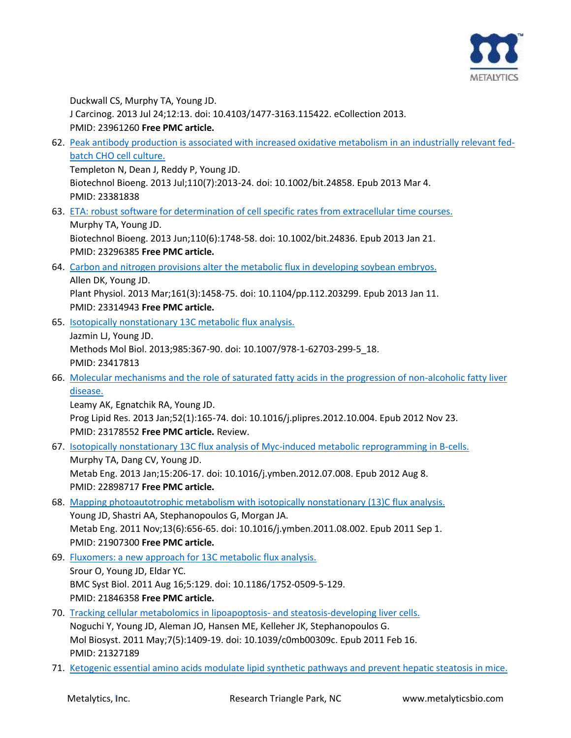Duckwall CS, Murphy TA, Young JD.
J Carcinog. 2013 Jul 24;12:13. doi: 10.4103/1477-3163.115422. eCollection 2013.
PMID: 23961260 **Free PMC article.**

62. Peak antibody production is associated with increased oxidative metabolism in an industrially relevant fed-batch CHO cell culture.
Templeton N, Dean J, Reddy P, Young JD.
Biotechnol Bioeng. 2013 Jul;110(7):2013-24. doi: 10.1002/bit.24858. Epub 2013 Mar 4.
PMID: 23381838

63. ETA: robust software for determination of cell specific rates from extracellular time courses.
Murphy TA, Young JD.
Biotechnol Bioeng. 2013 Jun;110(6):1748-58. doi: 10.1002/bit.24836. Epub 2013 Jan 21.
PMID: 23296385 **Free PMC article.**

64. Carbon and nitrogen provisions alter the metabolic flux in developing soybean embryos.
Allen DK, Young JD.
Plant Physiol. 2013 Mar;161(3):1458-75. doi: 10.1104/pp.112.203299. Epub 2013 Jan 11.
PMID: 23314943 **Free PMC article.**

65. Isotopically nonstationary 13C metabolic flux analysis.
Jazmin LJ, Young JD.
Methods Mol Biol. 2013;985:367-90. doi: 10.1007/978-1-62703-299-5_18.
PMID: 23417813

66. Molecular mechanisms and the role of saturated fatty acids in the progression of non-alcoholic fatty liver disease.
Leamy AK, Egnatchik RA, Young JD.
Prog Lipid Res. 2013 Jan;52(1):165-74. doi: 10.1016/j.plipres.2012.10.004. Epub 2012 Nov 23.
PMID: 23178552 **Free PMC article.** Review.

67. Isotopically nonstationary 13C flux analysis of Myc-induced metabolic reprogramming in B-cells.
Murphy TA, Dang CV, Young JD.
Metab Eng. 2013 Jan;15:206-17. doi: 10.1016/j.ymben.2012.07.008. Epub 2012 Aug 8.
PMID: 22898717 **Free PMC article.**

68. Mapping photoautotrophic metabolism with isotopically nonstationary (13)C flux analysis.
Young JD, Shastri AA, Stephanopoulos G, Morgan JA.
Metab Eng. 2011 Nov;13(6):656-65. doi: 10.1016/j.ymben.2011.08.002. Epub 2011 Sep 1.
PMID: 21907300 **Free PMC article.**

69. Fluxomers: a new approach for 13C metabolic flux analysis.
Srour O, Young JD, Eldar YC.
BMC Syst Biol. 2011 Aug 16;5:129. doi: 10.1186/1752-0509-5-129.
PMID: 21846358 **Free PMC article.**

70. Tracking cellular metabolomics in lipoapoptosis- and steatosis-developing liver cells.
Noguchi Y, Young JD, Aleman JO, Hansen ME, Kelleher JK, Stephanopoulos G.
Mol Biosyst. 2011 May;7(5):1409-19. doi: 10.1039/c0mb00309c. Epub 2011 Feb 16.
PMID: 21327189

71. Ketogenic essential amino acids modulate lipid synthetic pathways and prevent hepatic steatosis in mice.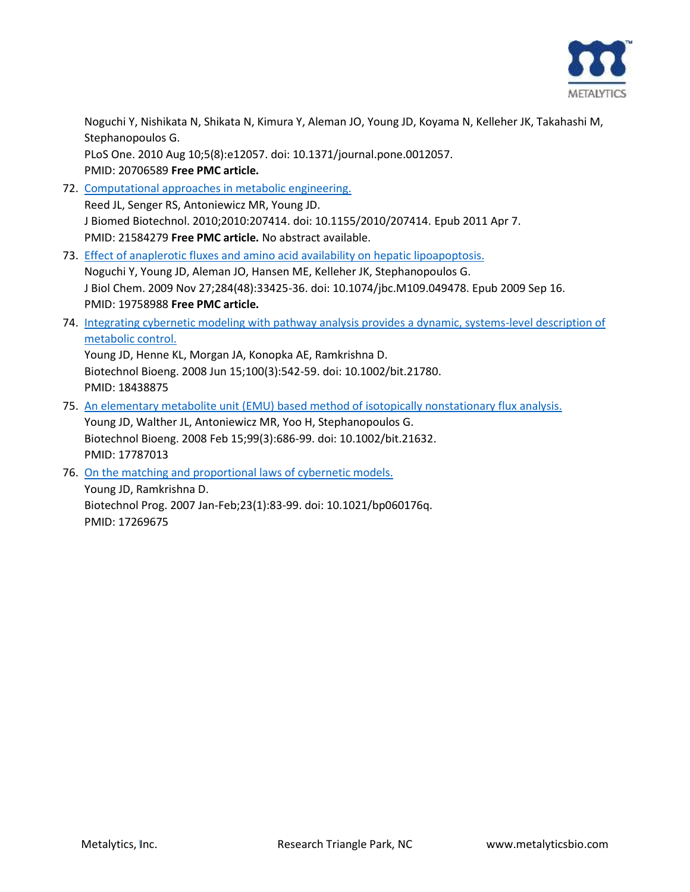Noguchi Y, Nishikata N, Shikata N, Kimura Y, Aleman JO, Young JD, Koyama N, Kelleher JK, Takahashi M, Stephanopoulos G.
PLoS One. 2010 Aug 10;5(8):e12057. doi: 10.1371/journal.pone.0012057.
PMID: 20706589 **Free PMC article.**

72. Computational approaches in metabolic engineering.
    Reed JL, Senger RS, Antoniewicz MR, Young JD.
    J Biomed Biotechnol. 2010;2010:207414. doi: 10.1155/2010/207414. Epub 2011 Apr 7.
    PMID: 21584279 **Free PMC article.** No abstract available.
73. Effect of anaplerotic fluxes and amino acid availability on hepatic lipoapoptosis.
    Noguchi Y, Young JD, Aleman JO, Hansen ME, Kelleher JK, Stephanopoulos G.
    J Biol Chem. 2009 Nov 27;284(48):33425-36. doi: 10.1074/jbc.M109.049478. Epub 2009 Sep 16.
    PMID: 19758988 **Free PMC article.**
74. Integrating cybernetic modeling with pathway analysis provides a dynamic, systems-level description of metabolic control.
    Young JD, Henne KL, Morgan JA, Konopka AE, Ramkrishna D.
    Biotechnol Bioeng. 2008 Jun 15;100(3):542-59. doi: 10.1002/bit.21780.
    PMID: 18438875
75. An elementary metabolite unit (EMU) based method of isotopically nonstationary flux analysis.
    Young JD, Walther JL, Antoniewicz MR, Yoo H, Stephanopoulos G.
    Biotechnol Bioeng. 2008 Feb 15;99(3):686-99. doi: 10.1002/bit.21632.
    PMID: 17787013
76. On the matching and proportional laws of cybernetic models.
    Young JD, Ramkrishna D.
    Biotechnol Prog. 2007 Jan-Feb;23(1):83-99. doi: 10.1021/bp060176q.
    PMID: 17269675